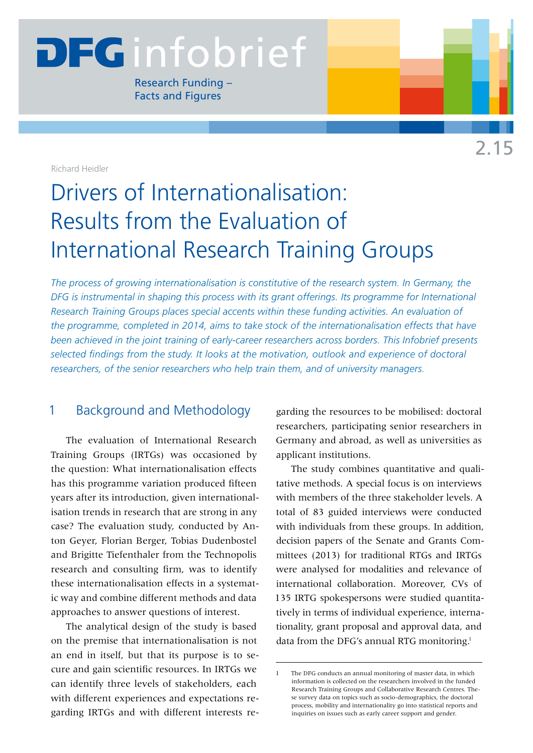# DFG infobrief

Research Funding – Facts and Figures

2.15

Richard Heidler

# Drivers of Internationalisation: Results from the Evaluation of International Research Training Groups

*The process of growing internationalisation is constitutive of the research system. In Germany, the DFG is instrumental in shaping this process with its grant offerings. Its programme for International Research Training Groups places special accents within these funding activities. An evaluation of the programme, completed in 2014, aims to take stock of the internationalisation effects that have been achieved in the joint training of early-career researchers across borders. This Infobrief presents selected findings from the study. It looks at the motivation, outlook and experience of doctoral researchers, of the senior researchers who help train them, and of university managers.*

## 1 Background and Methodology

The evaluation of International Research Training Groups (IRTGs) was occasioned by the question: What internationalisation effects has this programme variation produced fifteen years after its introduction, given internationalisation trends in research that are strong in any case? The evaluation study, conducted by Anton Geyer, Florian Berger, Tobias Dudenbostel and Brigitte Tiefenthaler from the Technopolis research and consulting firm, was to identify these internationalisation effects in a systematic way and combine different methods and data approaches to answer questions of interest.

The analytical design of the study is based on the premise that internationalisation is not an end in itself, but that its purpose is to secure and gain scientific resources. In IRTGs we can identify three levels of stakeholders, each with different experiences and expectations regarding IRTGs and with different interests regarding the resources to be mobilised: doctoral researchers, participating senior researchers in Germany and abroad, as well as universities as applicant institutions.

The study combines quantitative and qualitative methods. A special focus is on interviews with members of the three stakeholder levels. A total of 83 guided interviews were conducted with individuals from these groups. In addition, decision papers of the Senate and Grants Committees (2013) for traditional RTGs and IRTGs were analysed for modalities and relevance of international collaboration. Moreover, CVs of 135 IRTG spokespersons were studied quantitatively in terms of individual experience, internationality, grant proposal and approval data, and data from the DFG's annual RTG monitoring.[1]

[1] The DFG conducts an annual monitoring of master data, in which information is collected on the researchers involved in the funded Research Training Groups and Collaborative Research Centres. These survey data on topics such as socio-demographics, the doctoral process, mobility and internationality go into statistical reports and inquiries on issues such as early career support and gender.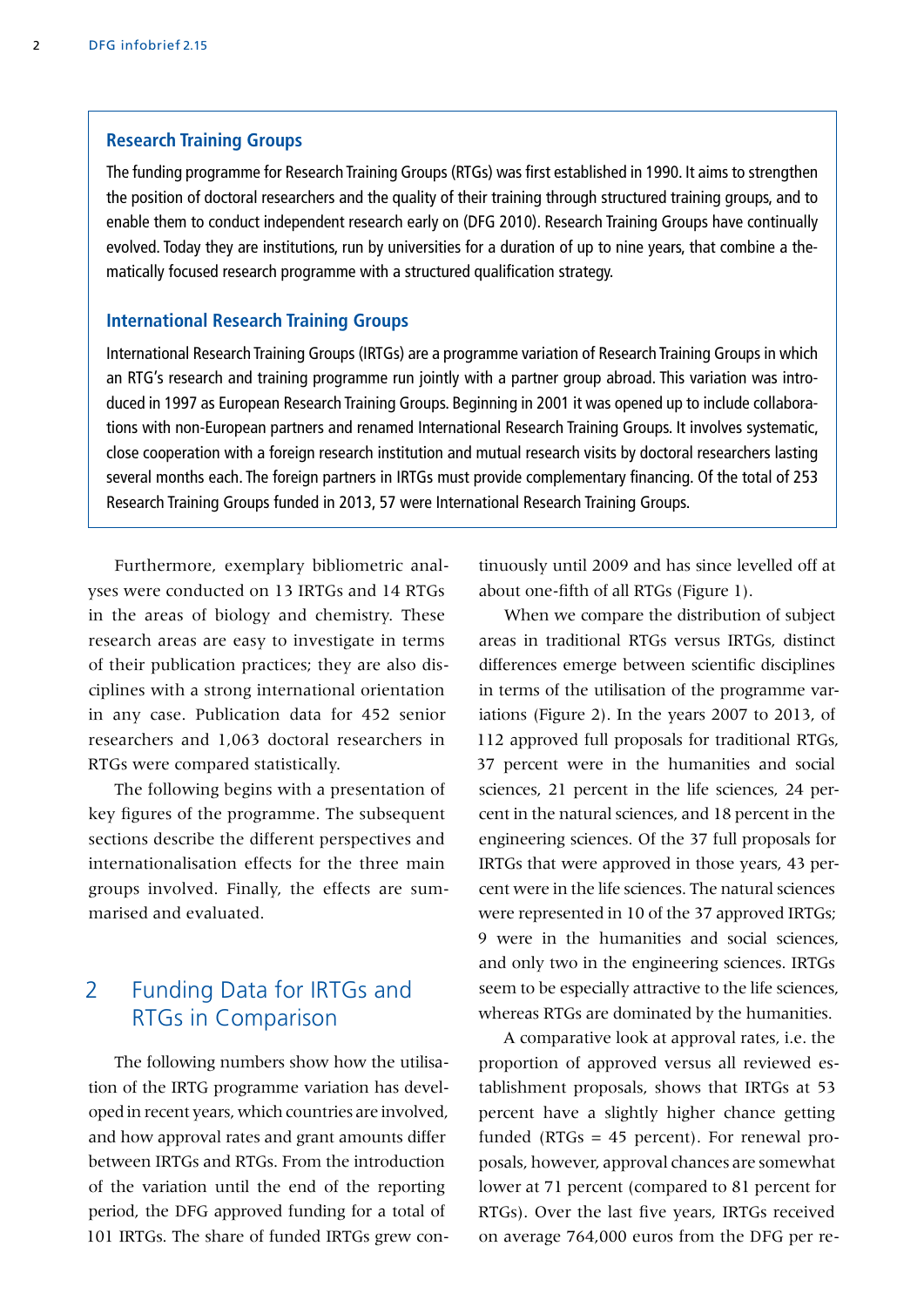### Research Training Groups

The funding programme for Research Training Groups (RTGs) was first established in 1990. It aims to strengthen the position of doctoral researchers and the quality of their training through structured training groups, and to enable them to conduct independent research early on (DFG 2010). Research Training Groups have continually evolved. Today they are institutions, run by universities for a duration of up to nine years, that combine a thematically focused research programme with a structured qualification strategy.

### International Research Training Groups

International Research Training Groups (IRTGs) are a programme variation of Research Training Groups in which an RTG's research and training programme run jointly with a partner group abroad. This variation was introduced in 1997 as European Research Training Groups. Beginning in 2001 it was opened up to include collaborations with non-European partners and renamed International Research Training Groups. It involves systematic, close cooperation with a foreign research institution and mutual research visits by doctoral researchers lasting several months each. The foreign partners in IRTGs must provide complementary financing. Of the total of 253 Research Training Groups funded in 2013, 57 were International Research Training Groups.

Furthermore, exemplary bibliometric analyses were conducted on 13 IRTGs and 14 RTGs in the areas of biology and chemistry. These research areas are easy to investigate in terms of their publication practices; they are also disciplines with a strong international orientation in any case. Publication data for 452 senior researchers and 1,063 doctoral researchers in RTGs were compared statistically.

The following begins with a presentation of key figures of the programme. The subsequent sections describe the different perspectives and internationalisation effects for the three main groups involved. Finally, the effects are summarised and evaluated.

## 2 Funding Data for IRTGs and RTGs in Comparison

The following numbers show how the utilisation of the IRTG programme variation has developed in recent years, which countries are involved, and how approval rates and grant amounts differ between IRTGs and RTGs. From the introduction of the variation until the end of the reporting period, the DFG approved funding for a total of 101 IRTGs. The share of funded IRTGs grew continuously until 2009 and has since levelled off at about one-fifth of all RTGs (Figure 1).

When we compare the distribution of subject areas in traditional RTGs versus IRTGs, distinct differences emerge between scientific disciplines in terms of the utilisation of the programme variations (Figure 2). In the years 2007 to 2013, of 112 approved full proposals for traditional RTGs, 37 percent were in the humanities and social sciences, 21 percent in the life sciences, 24 percent in the natural sciences, and 18 percent in the engineering sciences. Of the 37 full proposals for IRTGs that were approved in those years, 43 percent were in the life sciences. The natural sciences were represented in 10 of the 37 approved IRTGs; 9 were in the humanities and social sciences, and only two in the engineering sciences. IRTGs seem to be especially attractive to the life sciences, whereas RTGs are dominated by the humanities.

A comparative look at approval rates, i.e. the proportion of approved versus all reviewed establishment proposals, shows that IRTGs at 53 percent have a slightly higher chance getting funded (RTGs = 45 percent). For renewal proposals, however, approval chances are somewhat lower at 71 percent (compared to 81 percent for RTGs). Over the last five years, IRTGs received on average 764,000 euros from the DFG per re-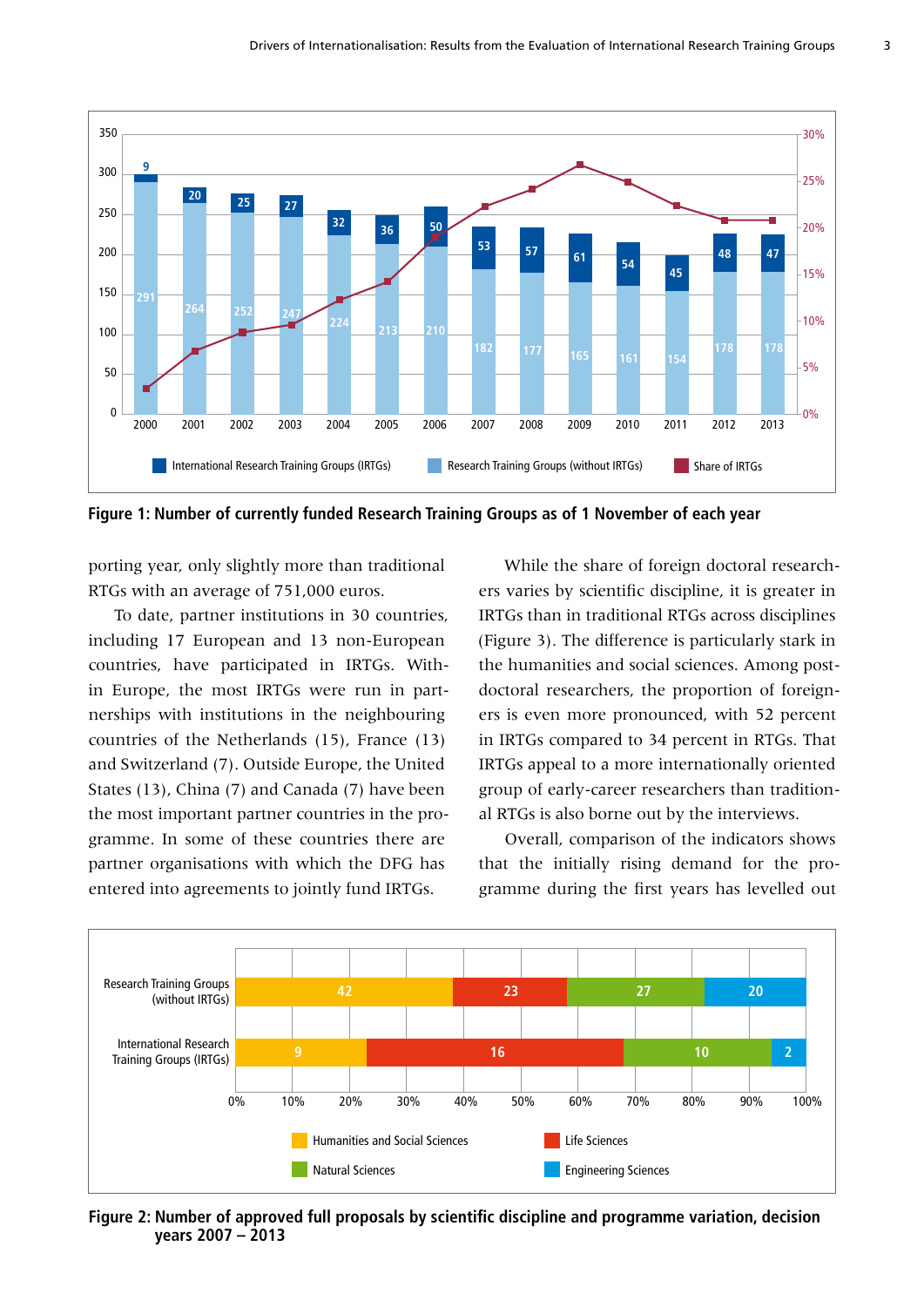**Figure 1: Number of currently funded Research Training Groups as of 1 November of each year**

porting year, only slightly more than traditional RTGs with an average of 751,000 euros.

To date, partner institutions in 30 countries, including 17 European and 13 non-European countries, have participated in IRTGs. Within Europe, the most IRTGs were run in partnerships with institutions in the neighbouring countries of the Netherlands (15), France (13) and Switzerland (7). Outside Europe, the United States (13), China (7) and Canada (7) have been the most important partner countries in the programme. In some of these countries there are partner organisations with which the DFG has entered into agreements to jointly fund IRTGs.

While the share of foreign doctoral researchers varies by scientific discipline, it is greater in IRTGs than in traditional RTGs across disciplines (Figure 3). The difference is particularly stark in the humanities and social sciences. Among postdoctoral researchers, the proportion of foreigners is even more pronounced, with 52 percent in IRTGs compared to 34 percent in RTGs. That IRTGs appeal to a more internationally oriented group of early-career researchers than traditional RTGs is also borne out by the interviews.

Overall, comparison of the indicators shows that the initially rising demand for the programme during the first years has levelled out

**Figure 2: Number of approved full proposals by scientific discipline and programme variation, decision years 2007 – 2013**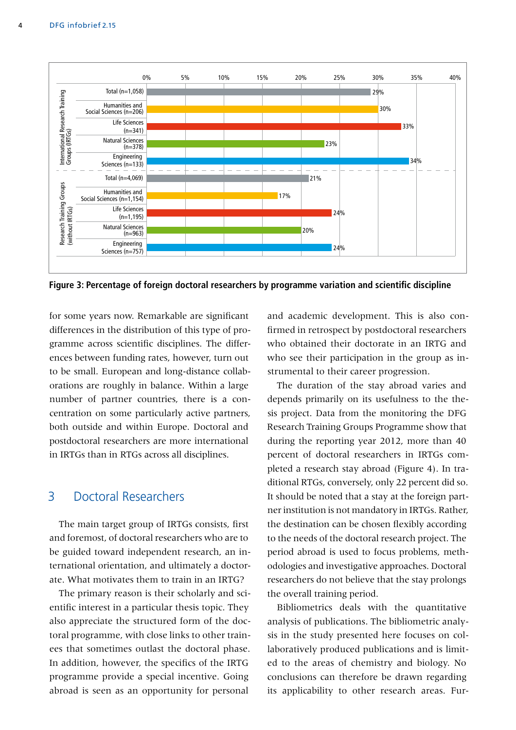| | Discipline | Percentage |
|---|---|---|
| International Research Training Groups (IRTGs) | Total (n=1,058) | 29% |
| | Humanities and Social Sciences (n=206) | 30% |
| | Life Sciences (n=341) | 33% |
| | Natural Sciences (n=378) | 23% |
| | Engineering Sciences (n=133) | 34% |
| Research Training Groups (without IRTGs) | Total (n=4,069) | 21% |
| | Humanities and Social Sciences (n=1,154) | 17% |
| | Life Sciences (n=1,195) | 24% |
| | Natural Sciences (n=963) | 20% |
| | Engineering Sciences (n=757) | 24% |

**Figure 3: Percentage of foreign doctoral researchers by programme variation and scientific discipline**

for some years now. Remarkable are significant differences in the distribution of this type of programme across scientific disciplines. The differences between funding rates, however, turn out to be small. European and long-distance collaborations are roughly in balance. Within a large number of partner countries, there is a concentration on some particularly active partners, both outside and within Europe. Doctoral and postdoctoral researchers are more international in IRTGs than in RTGs across all disciplines.

## 3 Doctoral Researchers

The main target group of IRTGs consists, first and foremost, of doctoral researchers who are to be guided toward independent research, an international orientation, and ultimately a doctorate. What motivates them to train in an IRTG?

The primary reason is their scholarly and scientific interest in a particular thesis topic. They also appreciate the structured form of the doctoral programme, with close links to other trainees that sometimes outlast the doctoral phase. In addition, however, the specifics of the IRTG programme provide a special incentive. Going abroad is seen as an opportunity for personal and academic development. This is also confirmed in retrospect by postdoctoral researchers who obtained their doctorate in an IRTG and who see their participation in the group as instrumental to their career progression.

The duration of the stay abroad varies and depends primarily on its usefulness to the thesis project. Data from the monitoring the DFG Research Training Groups Programme show that during the reporting year 2012, more than 40 percent of doctoral researchers in IRTGs completed a research stay abroad (Figure 4). In traditional RTGs, conversely, only 22 percent did so. It should be noted that a stay at the foreign partner institution is not mandatory in IRTGs. Rather, the destination can be chosen flexibly according to the needs of the doctoral research project. The period abroad is used to focus problems, methodologies and investigative approaches. Doctoral researchers do not believe that the stay prolongs the overall training period.

Bibliometrics deals with the quantitative analysis of publications. The bibliometric analysis in the study presented here focuses on collaboratively produced publications and is limited to the areas of chemistry and biology. No conclusions can therefore be drawn regarding its applicability to other research areas. Fur-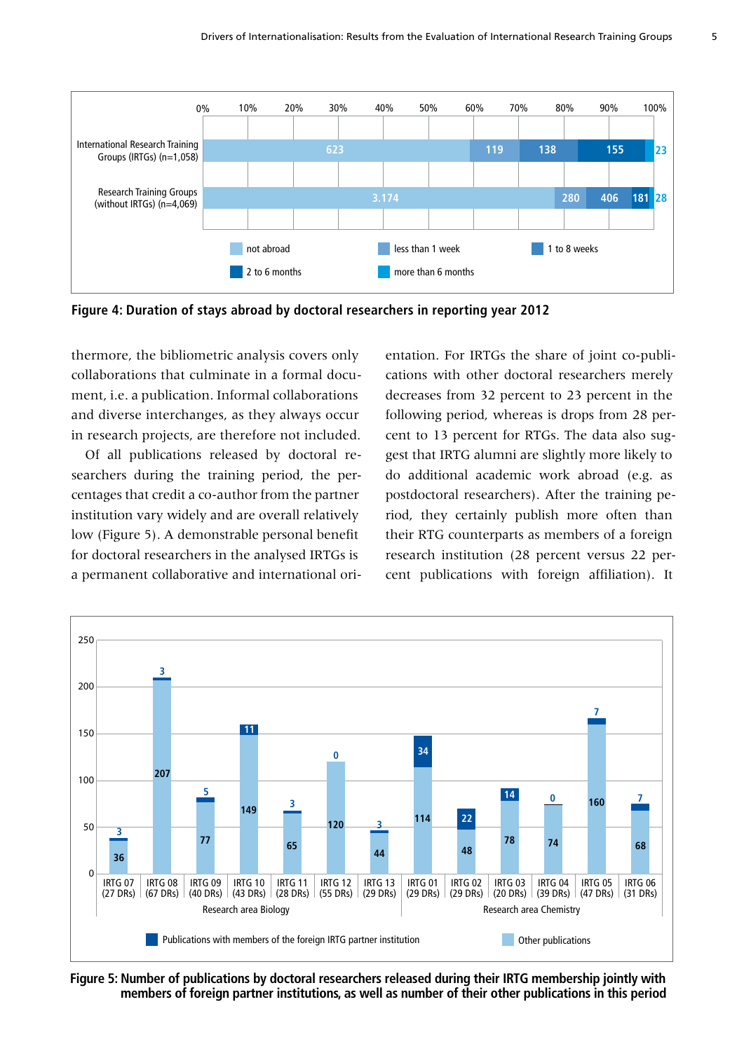| | not abroad | less than 1 week | 1 to 8 weeks | 2 to 6 months | more than 6 months |
|---|---|---|---|---|---|
| International Research Training Groups (IRTGs) (n=1,058) | 623 | 119 | 138 | 155 | 23 |
| Research Training Groups (without IRTGs) (n=4,069) | 3.174 | 280 | 406 | 181 | 28 |

**Figure 4: Duration of stays abroad by doctoral researchers in reporting year 2012**

thermore, the bibliometric analysis covers only collaborations that culminate in a formal document, i.e. a publication. Informal collaborations and diverse interchanges, as they always occur in research projects, are therefore not included.

Of all publications released by doctoral researchers during the training period, the percentages that credit a co-author from the partner institution vary widely and are overall relatively low (Figure 5). A demonstrable personal benefit for doctoral researchers in the analysed IRTGs is a permanent collaborative and international orientation. For IRTGs the share of joint co-publications with other doctoral researchers merely decreases from 32 percent to 23 percent in the following period, whereas is drops from 28 percent to 13 percent for RTGs. The data also suggest that IRTG alumni are slightly more likely to do additional academic work abroad (e.g. as postdoctoral researchers). After the training period, they certainly publish more often than their RTG counterparts as members of a foreign research institution (28 percent versus 22 percent publications with foreign affiliation). It

| Research area | IRTG | Publications with members of the foreign IRTG partner institution | Other publications |
|---|---|---|---|
| Biology | IRTG 07 (27 DRs) | 3 | 36 |
| Biology | IRTG 08 (67 DRs) | 3 | 207 |
| Biology | IRTG 09 (40 DRs) | 5 | 77 |
| Biology | IRTG 10 (43 DRs) | 11 | 149 |
| Biology | IRTG 11 (28 DRs) | 3 | 65 |
| Biology | IRTG 12 (55 DRs) | 0 | 120 |
| Biology | IRTG 13 (29 DRs) | 3 | 44 |
| Chemistry | IRTG 01 (29 DRs) | 34 | 114 |
| Chemistry | IRTG 02 (29 DRs) | 22 | 48 |
| Chemistry | IRTG 03 (20 DRs) | 14 | 78 |
| Chemistry | IRTG 04 (39 DRs) | 0 | 74 |
| Chemistry | IRTG 05 (47 DRs) | 7 | 160 |
| Chemistry | IRTG 06 (31 DRs) | 7 | 68 |

**Figure 5: Number of publications by doctoral researchers released during their IRTG membership jointly with members of foreign partner institutions, as well as number of their other publications in this period**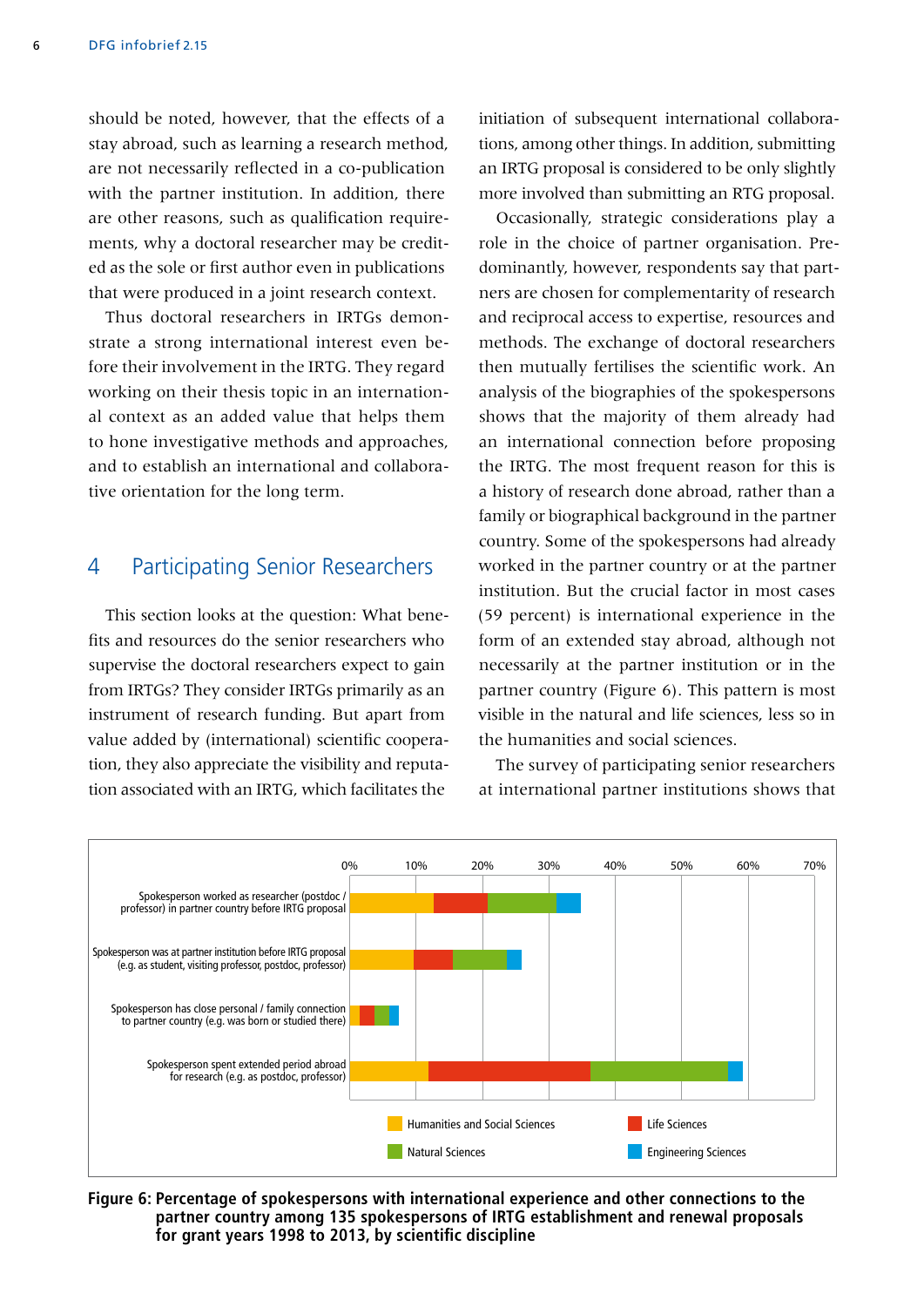should be noted, however, that the effects of a stay abroad, such as learning a research method, are not necessarily reflected in a co-publication with the partner institution. In addition, there are other reasons, such as qualification requirements, why a doctoral researcher may be credited as the sole or first author even in publications that were produced in a joint research context.

Thus doctoral researchers in IRTGs demonstrate a strong international interest even before their involvement in the IRTG. They regard working on their thesis topic in an international context as an added value that helps them to hone investigative methods and approaches, and to establish an international and collaborative orientation for the long term.

## 4 Participating Senior Researchers

This section looks at the question: What benefits and resources do the senior researchers who supervise the doctoral researchers expect to gain from IRTGs? They consider IRTGs primarily as an instrument of research funding. But apart from value added by (international) scientific cooperation, they also appreciate the visibility and reputation associated with an IRTG, which facilitates the initiation of subsequent international collaborations, among other things. In addition, submitting an IRTG proposal is considered to be only slightly more involved than submitting an RTG proposal.

Occasionally, strategic considerations play a role in the choice of partner organisation. Predominantly, however, respondents say that partners are chosen for complementarity of research and reciprocal access to expertise, resources and methods. The exchange of doctoral researchers then mutually fertilises the scientific work. An analysis of the biographies of the spokespersons shows that the majority of them already had an international connection before proposing the IRTG. The most frequent reason for this is a history of research done abroad, rather than a family or biographical background in the partner country. Some of the spokespersons had already worked in the partner country or at the partner institution. But the crucial factor in most cases (59 percent) is international experience in the form of an extended stay abroad, although not necessarily at the partner institution or in the partner country (Figure 6). This pattern is most visible in the natural and life sciences, less so in the humanities and social sciences.

The survey of participating senior researchers at international partner institutions shows that

**Figure 6: Percentage of spokespersons with international experience and other connections to the partner country among 135 spokespersons of IRTG establishment and renewal proposals for grant years 1998 to 2013, by scientific discipline**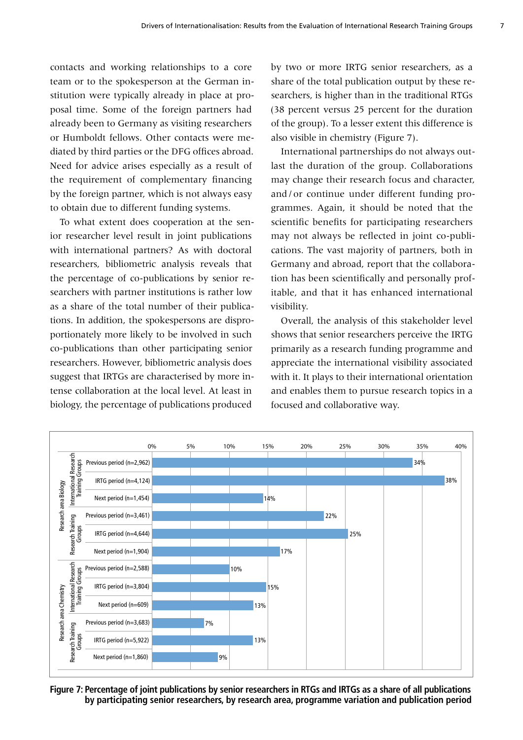contacts and working relationships to a core team or to the spokesperson at the German institution were typically already in place at proposal time. Some of the foreign partners had already been to Germany as visiting researchers or Humboldt fellows. Other contacts were mediated by third parties or the DFG offices abroad. Need for advice arises especially as a result of the requirement of complementary financing by the foreign partner, which is not always easy to obtain due to different funding systems.

To what extent does cooperation at the senior researcher level result in joint publications with international partners? As with doctoral researchers, bibliometric analysis reveals that the percentage of co-publications by senior researchers with partner institutions is rather low as a share of the total number of their publications. In addition, the spokespersons are disproportionately more likely to be involved in such co-publications than other participating senior researchers. However, bibliometric analysis does suggest that IRTGs are characterised by more intense collaboration at the local level. At least in biology, the percentage of publications produced by two or more IRTG senior researchers, as a share of the total publication output by these researchers, is higher than in the traditional RTGs (38 percent versus 25 percent for the duration of the group). To a lesser extent this difference is also visible in chemistry (Figure 7).

International partnerships do not always outlast the duration of the group. Collaborations may change their research focus and character, and / or continue under different funding programmes. Again, it should be noted that the scientific benefits for participating researchers may not always be reflected in joint co-publications. The vast majority of partners, both in Germany and abroad, report that the collaboration has been scientifically and personally profitable, and that it has enhanced international visibility.

Overall, the analysis of this stakeholder level shows that senior researchers perceive the IRTG primarily as a research funding programme and appreciate the international visibility associated with it. It plays to their international orientation and enables them to pursue research topics in a focused and collaborative way.

| Research area | Programme | Period | Share |
|---|---|---|---|
| Research area Biology | International Research Training Groups | Previous period (n=2,962) | 34% |
| | | IRTG period (n=4,124) | 38% |
| | | Next period (n=1,454) | 14% |
| | Research Training Groups | Previous period (n=3,461) | 22% |
| | | IRTG period (n=4,644) | 25% |
| | | Next period (n=1,904) | 17% |
| Research area Chemistry | International Research Training Groups | Previous period (n=2,588) | 10% |
| | | IRTG period (n=3,804) | 15% |
| | | Next period (n=609) | 13% |
| | Research Training Groups | Previous period (n=3,683) | 7% |
| | | IRTG period (n=5,922) | 13% |
| | | Next period (n=1,860) | 9% |

**Figure 7: Percentage of joint publications by senior researchers in RTGs and IRTGs as a share of all publications by participating senior researchers, by research area, programme variation and publication period**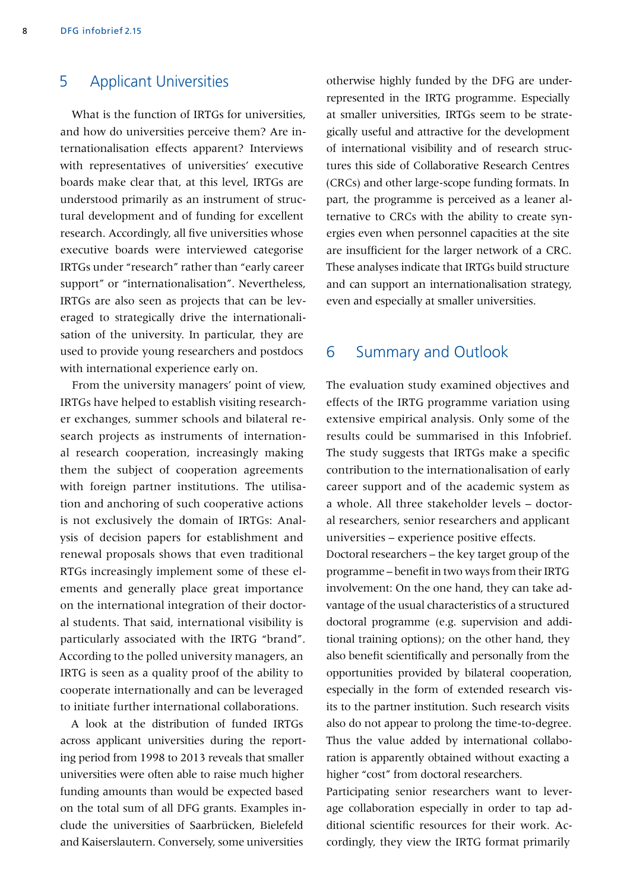## 5 Applicant Universities

What is the function of IRTGs for universities, and how do universities perceive them? Are internationalisation effects apparent? Interviews with representatives of universities' executive boards make clear that, at this level, IRTGs are understood primarily as an instrument of structural development and of funding for excellent research. Accordingly, all five universities whose executive boards were interviewed categorise IRTGs under "research" rather than "early career support" or "internationalisation". Nevertheless, IRTGs are also seen as projects that can be leveraged to strategically drive the internationalisation of the university. In particular, they are used to provide young researchers and postdocs with international experience early on.

From the university managers' point of view, IRTGs have helped to establish visiting researcher exchanges, summer schools and bilateral research projects as instruments of international research cooperation, increasingly making them the subject of cooperation agreements with foreign partner institutions. The utilisation and anchoring of such cooperative actions is not exclusively the domain of IRTGs: Analysis of decision papers for establishment and renewal proposals shows that even traditional RTGs increasingly implement some of these elements and generally place great importance on the international integration of their doctoral students. That said, international visibility is particularly associated with the IRTG "brand". According to the polled university managers, an IRTG is seen as a quality proof of the ability to cooperate internationally and can be leveraged to initiate further international collaborations.

A look at the distribution of funded IRTGs across applicant universities during the reporting period from 1998 to 2013 reveals that smaller universities were often able to raise much higher funding amounts than would be expected based on the total sum of all DFG grants. Examples include the universities of Saarbrücken, Bielefeld and Kaiserslautern. Conversely, some universities otherwise highly funded by the DFG are underrepresented in the IRTG programme. Especially at smaller universities, IRTGs seem to be strategically useful and attractive for the development of international visibility and of research structures this side of Collaborative Research Centres (CRCs) and other large-scope funding formats. In part, the programme is perceived as a leaner alternative to CRCs with the ability to create synergies even when personnel capacities at the site are insufficient for the larger network of a CRC. These analyses indicate that IRTGs build structure and can support an internationalisation strategy, even and especially at smaller universities.

## 6 Summary and Outlook

The evaluation study examined objectives and effects of the IRTG programme variation using extensive empirical analysis. Only some of the results could be summarised in this Infobrief. The study suggests that IRTGs make a specific contribution to the internationalisation of early career support and of the academic system as a whole. All three stakeholder levels – doctoral researchers, senior researchers and applicant universities – experience positive effects.

Doctoral researchers – the key target group of the programme – benefit in two ways from their IRTG involvement: On the one hand, they can take advantage of the usual characteristics of a structured doctoral programme (e.g. supervision and additional training options); on the other hand, they also benefit scientifically and personally from the opportunities provided by bilateral cooperation, especially in the form of extended research visits to the partner institution. Such research visits also do not appear to prolong the time-to-degree. Thus the value added by international collaboration is apparently obtained without exacting a higher "cost" from doctoral researchers.

Participating senior researchers want to leverage collaboration especially in order to tap additional scientific resources for their work. Accordingly, they view the IRTG format primarily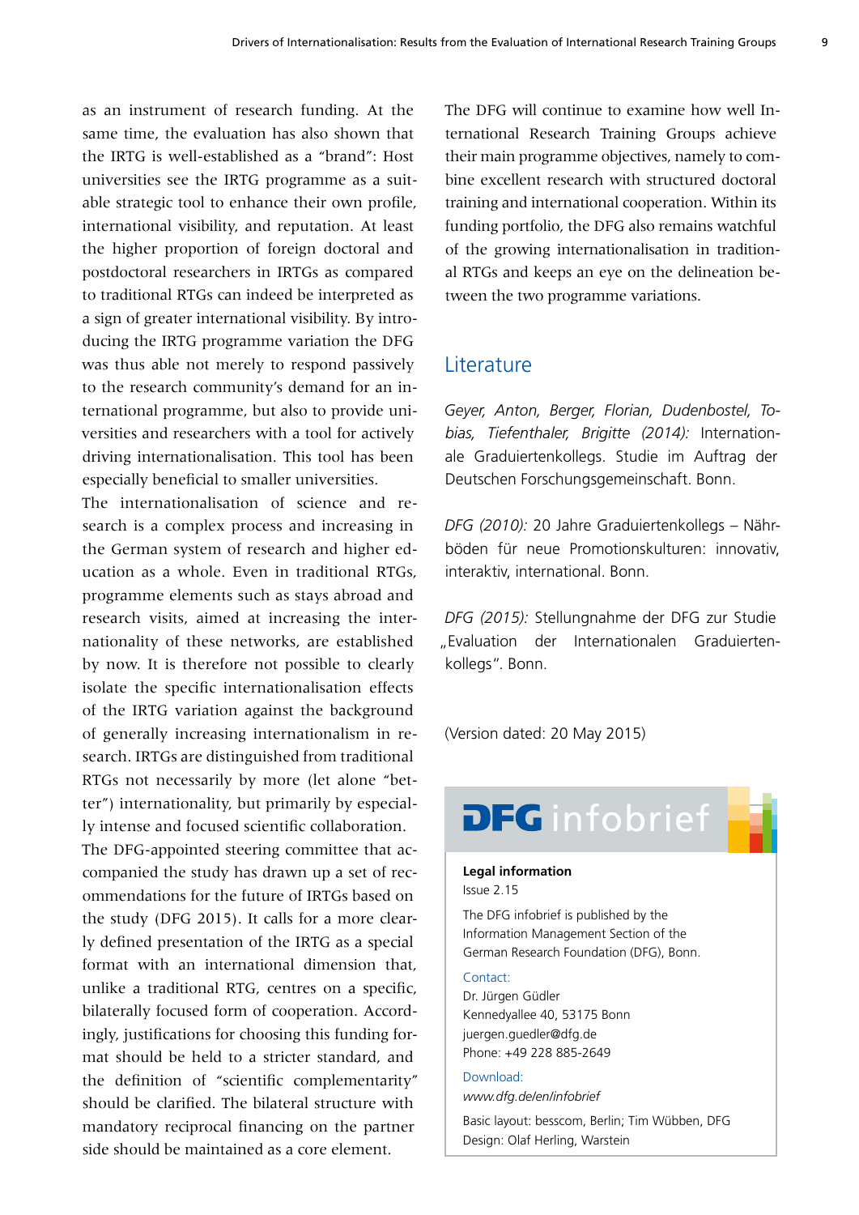as an instrument of research funding. At the same time, the evaluation has also shown that the IRTG is well-established as a "brand": Host universities see the IRTG programme as a suitable strategic tool to enhance their own profile, international visibility, and reputation. At least the higher proportion of foreign doctoral and postdoctoral researchers in IRTGs as compared to traditional RTGs can indeed be interpreted as a sign of greater international visibility. By introducing the IRTG programme variation the DFG was thus able not merely to respond passively to the research community's demand for an international programme, but also to provide universities and researchers with a tool for actively driving internationalisation. This tool has been especially beneficial to smaller universities.

The internationalisation of science and research is a complex process and increasing in the German system of research and higher education as a whole. Even in traditional RTGs, programme elements such as stays abroad and research visits, aimed at increasing the internationality of these networks, are established by now. It is therefore not possible to clearly isolate the specific internationalisation effects of the IRTG variation against the background of generally increasing internationalism in research. IRTGs are distinguished from traditional RTGs not necessarily by more (let alone "better") internationality, but primarily by especially intense and focused scientific collaboration.

The DFG-appointed steering committee that accompanied the study has drawn up a set of recommendations for the future of IRTGs based on the study (DFG 2015). It calls for a more clearly defined presentation of the IRTG as a special format with an international dimension that, unlike a traditional RTG, centres on a specific, bilaterally focused form of cooperation. Accordingly, justifications for choosing this funding format should be held to a stricter standard, and the definition of "scientific complementarity" should be clarified. The bilateral structure with mandatory reciprocal financing on the partner side should be maintained as a core element.

The DFG will continue to examine how well International Research Training Groups achieve their main programme objectives, namely to combine excellent research with structured doctoral training and international cooperation. Within its funding portfolio, the DFG also remains watchful of the growing internationalisation in traditional RTGs and keeps an eye on the delineation between the two programme variations.

## Literature

*Geyer, Anton, Berger, Florian, Dudenbostel, Tobias, Tiefenthaler, Brigitte (2014):* Internationale Graduiertenkollegs. Studie im Auftrag der Deutschen Forschungsgemeinschaft. Bonn.

*DFG (2010):* 20 Jahre Graduiertenkollegs – Nährböden für neue Promotionskulturen: innovativ, interaktiv, international. Bonn.

*DFG (2015):* Stellungnahme der DFG zur Studie „Evaluation der Internationalen Graduiertenkollegs". Bonn.

(Version dated: 20 May 2015)

DFG infobrief

**Legal information**

Issue 2.15

The DFG infobrief is published by the Information Management Section of the German Research Foundation (DFG), Bonn.

Contact:
Dr. Jürgen Güdler
Kennedyallee 40, 53175 Bonn
juergen.guedler@dfg.de
Phone: +49 228 885-2649

Download:
*www.dfg.de/en/infobrief*

Basic layout: besscom, Berlin; Tim Wübben, DFG
Design: Olaf Herling, Warstein